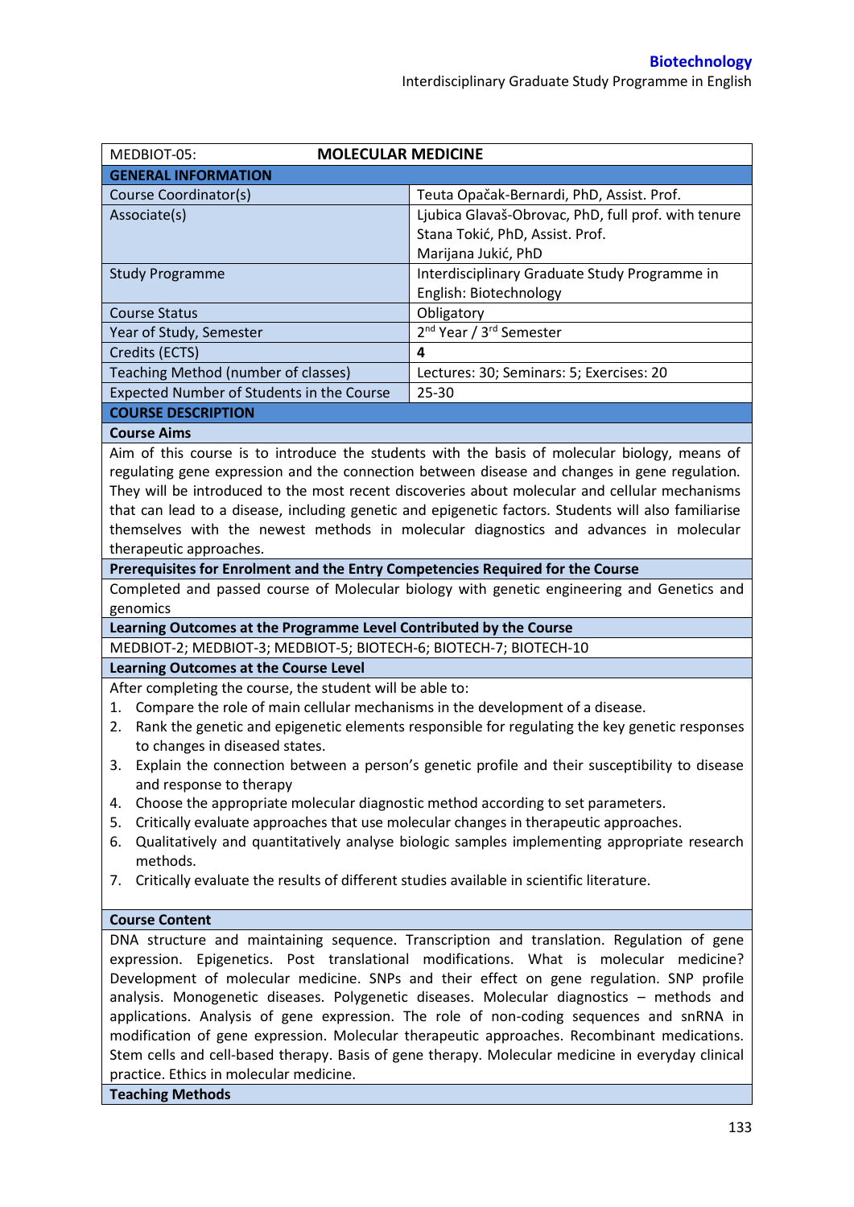| MEDBIOT-05: | **MOLECULAR MEDICINE** |
|---|---|
| **GENERAL INFORMATION** | |
| Course Coordinator(s) | Teuta Opačak-Bernardi, PhD, Assist. Prof. |
| Associate(s) | Ljubica Glavaš-Obrovac, PhD, full prof. with tenure<br>Stana Tokić, PhD, Assist. Prof.<br>Marijana Jukić, PhD |
| Study Programme | Interdisciplinary Graduate Study Programme in English: Biotechnology |
| Course Status | Obligatory |
| Year of Study, Semester | 2nd Year / 3rd Semester |
| Credits (ECTS) | **4** |
| Teaching Method (number of classes) | Lectures: 30; Seminars: 5; Exercises: 20 |
| Expected Number of Students in the Course | 25-30 |

**COURSE DESCRIPTION**

**Course Aims**

Aim of this course is to introduce the students with the basis of molecular biology, means of regulating gene expression and the connection between disease and changes in gene regulation. They will be introduced to the most recent discoveries about molecular and cellular mechanisms that can lead to a disease, including genetic and epigenetic factors. Students will also familiarise themselves with the newest methods in molecular diagnostics and advances in molecular therapeutic approaches.

**Prerequisites for Enrolment and the Entry Competencies Required for the Course**

Completed and passed course of Molecular biology with genetic engineering and Genetics and genomics

**Learning Outcomes at the Programme Level Contributed by the Course**

MEDBIOT-2; MEDBIOT-3; MEDBIOT-5; BIOTECH-6; BIOTECH-7; BIOTECH-10

**Learning Outcomes at the Course Level**

After completing the course, the student will be able to:

1. Compare the role of main cellular mechanisms in the development of a disease.
2. Rank the genetic and epigenetic elements responsible for regulating the key genetic responses to changes in diseased states.
3. Explain the connection between a person's genetic profile and their susceptibility to disease and response to therapy
4. Choose the appropriate molecular diagnostic method according to set parameters.
5. Critically evaluate approaches that use molecular changes in therapeutic approaches.
6. Qualitatively and quantitatively analyse biologic samples implementing appropriate research methods.
7. Critically evaluate the results of different studies available in scientific literature.

**Course Content**

DNA structure and maintaining sequence. Transcription and translation. Regulation of gene expression. Epigenetics. Post translational modifications. What is molecular medicine? Development of molecular medicine. SNPs and their effect on gene regulation. SNP profile analysis. Monogenetic diseases. Polygenetic diseases. Molecular diagnostics – methods and applications. Analysis of gene expression. The role of non-coding sequences and snRNA in modification of gene expression. Molecular therapeutic approaches. Recombinant medications. Stem cells and cell-based therapy. Basis of gene therapy. Molecular medicine in everyday clinical practice. Ethics in molecular medicine.

**Teaching Methods**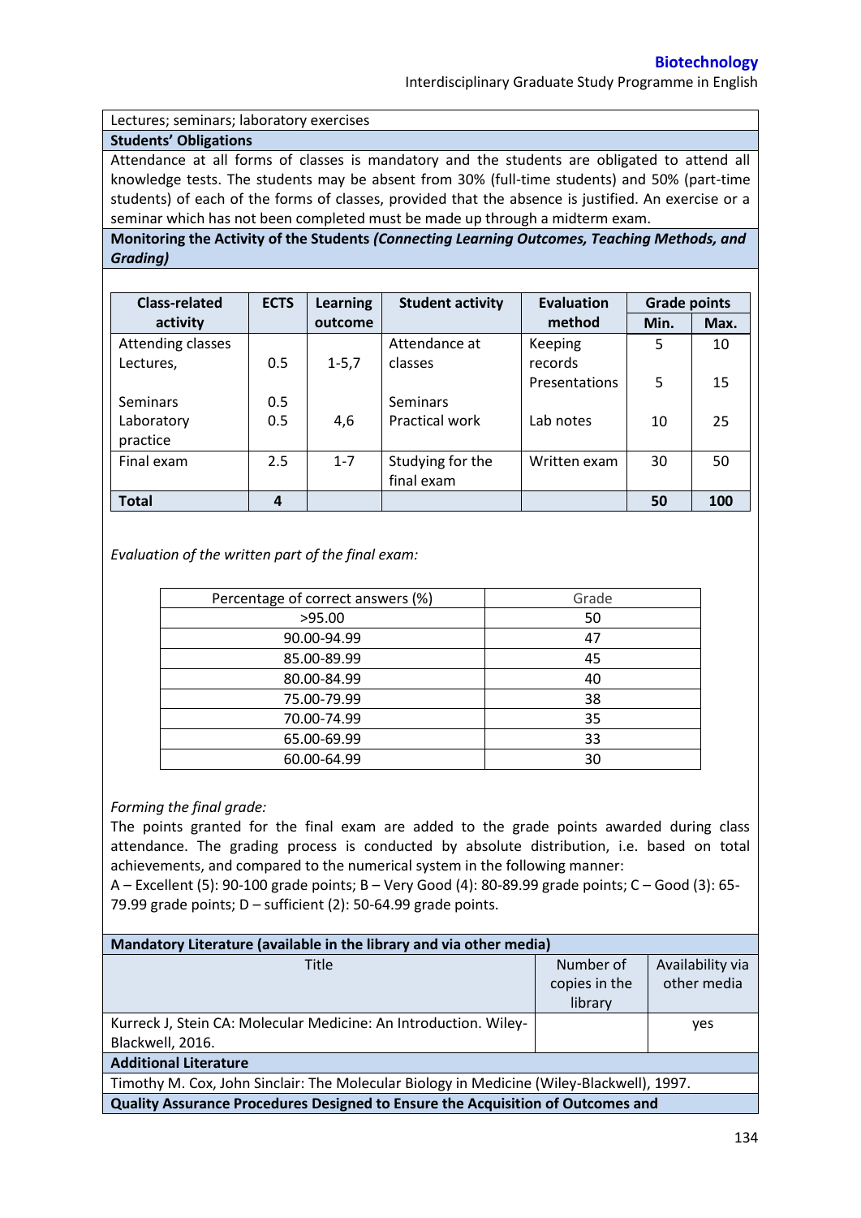Lectures; seminars; laboratory exercises

**Students' Obligations**

Attendance at all forms of classes is mandatory and the students are obligated to attend all knowledge tests. The students may be absent from 30% (full-time students) and 50% (part-time students) of each of the forms of classes, provided that the absence is justified. An exercise or a seminar which has not been completed must be made up through a midterm exam.

**Monitoring the Activity of the Students *(Connecting Learning Outcomes, Teaching Methods, and Grading)***

| Class-related activity | ECTS | Learning outcome | Student activity | Evaluation method | Grade points | |
|---|---|---|---|---|---|---|
| | | | | | Min. | Max. |
| Attending classes Lectures, | 0.5 | 1-5,7 | Attendance at classes | Keeping records | 5 | 10 |
| | | | | Presentations | 5 | 15 |
| Seminars | 0.5 | | Seminars | | | |
| Laboratory practice | 0.5 | 4,6 | Practical work | Lab notes | 10 | 25 |
| Final exam | 2.5 | 1-7 | Studying for the final exam | Written exam | 30 | 50 |
| **Total** | **4** | | | | **50** | **100** |

*Evaluation of the written part of the final exam:*

| Percentage of correct answers (%) | Grade |
|---|---|
| >95.00 | 50 |
| 90.00-94.99 | 47 |
| 85.00-89.99 | 45 |
| 80.00-84.99 | 40 |
| 75.00-79.99 | 38 |
| 70.00-74.99 | 35 |
| 65.00-69.99 | 33 |
| 60.00-64.99 | 30 |

*Forming the final grade:*

The points granted for the final exam are added to the grade points awarded during class attendance. The grading process is conducted by absolute distribution, i.e. based on total achievements, and compared to the numerical system in the following manner:

A – Excellent (5): 90-100 grade points; B – Very Good (4): 80-89.99 grade points; C – Good (3): 65-79.99 grade points; D – sufficient (2): 50-64.99 grade points.

**Mandatory Literature (available in the library and via other media)**

| Title | Number of copies in the library | Availability via other media |
|---|---|---|
| Kurreck J, Stein CA: Molecular Medicine: An Introduction. Wiley-Blackwell, 2016. | | yes |

**Additional Literature**

Timothy M. Cox, John Sinclair: The Molecular Biology in Medicine (Wiley-Blackwell), 1997.

**Quality Assurance Procedures Designed to Ensure the Acquisition of Outcomes and**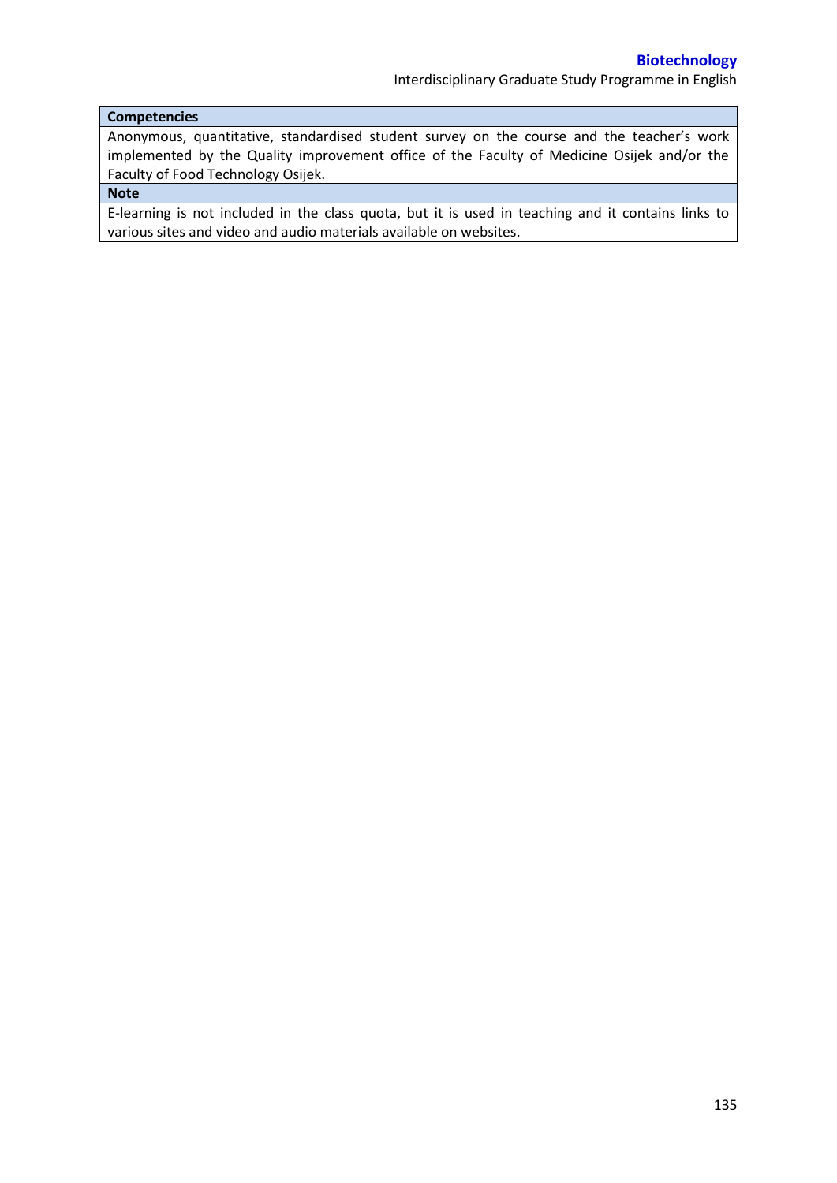| **Competencies** |
|---|
| Anonymous, quantitative, standardised student survey on the course and the teacher's work implemented by the Quality improvement office of the Faculty of Medicine Osijek and/or the Faculty of Food Technology Osijek. |
| **Note** |
| E-learning is not included in the class quota, but it is used in teaching and it contains links to various sites and video and audio materials available on websites. |